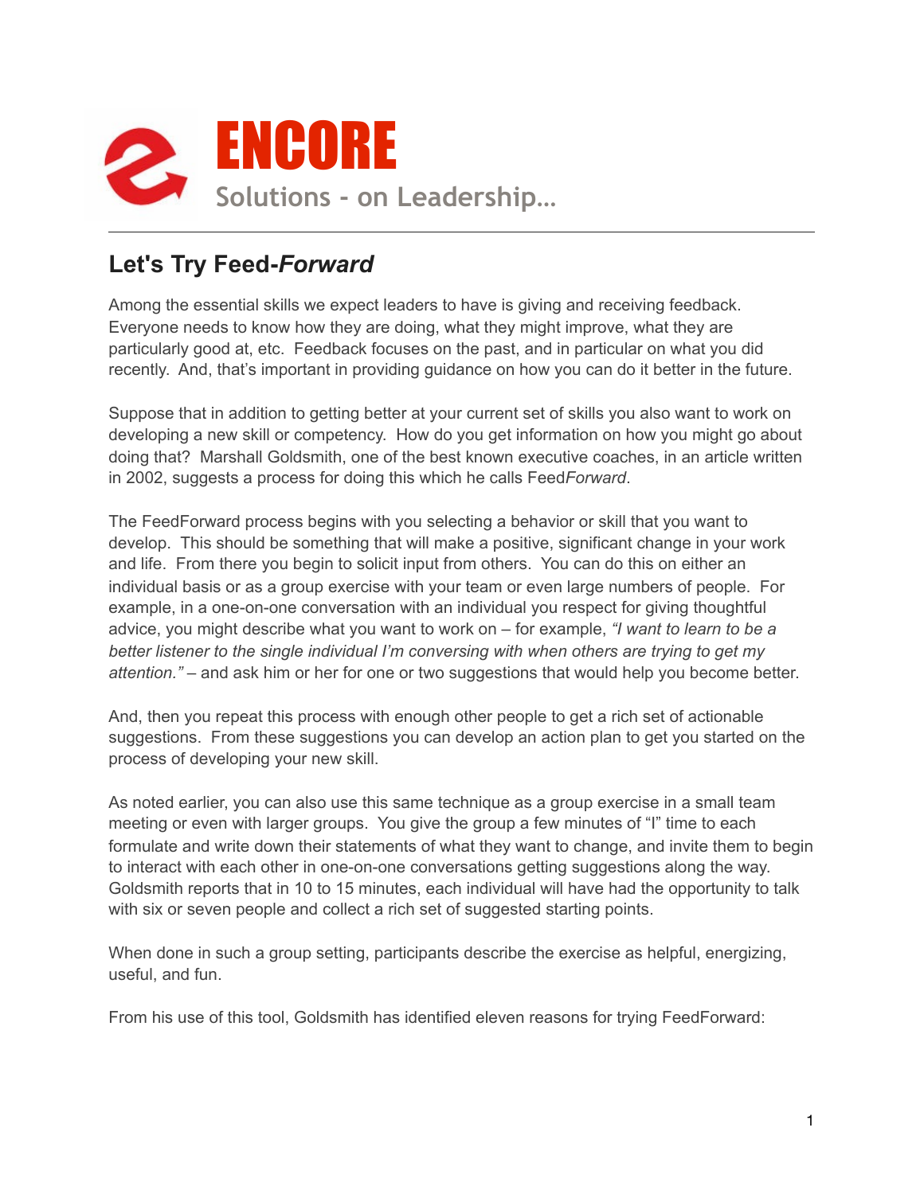# ENCORE

Solutions - on Leadership…

## Let's Try Feed-*Forward*

Among the essential skills we expect leaders to have is giving and receiving feedback. Everyone needs to know how they are doing, what they might improve, what they are particularly good at, etc. Feedback focuses on the past, and in particular on what you did recently. And, that's important in providing guidance on how you can do it better in the future.

Suppose that in addition to getting better at your current set of skills you also want to work on developing a new skill or competency. How do you get information on how you might go about doing that? Marshall Goldsmith, one of the best known executive coaches, in an article written in 2002, suggests a process for doing this which he calls Feed*Forward*.

The FeedForward process begins with you selecting a behavior or skill that you want to develop. This should be something that will make a positive, significant change in your work and life. From there you begin to solicit input from others. You can do this on either an individual basis or as a group exercise with your team or even large numbers of people. For example, in a one-on-one conversation with an individual you respect for giving thoughtful advice, you might describe what you want to work on – for example, *"I want to learn to be a better listener to the single individual I'm conversing with when others are trying to get my attention."* – and ask him or her for one or two suggestions that would help you become better.

And, then you repeat this process with enough other people to get a rich set of actionable suggestions. From these suggestions you can develop an action plan to get you started on the process of developing your new skill.

As noted earlier, you can also use this same technique as a group exercise in a small team meeting or even with larger groups. You give the group a few minutes of "I" time to each formulate and write down their statements of what they want to change, and invite them to begin to interact with each other in one-on-one conversations getting suggestions along the way. Goldsmith reports that in 10 to 15 minutes, each individual will have had the opportunity to talk with six or seven people and collect a rich set of suggested starting points.

When done in such a group setting, participants describe the exercise as helpful, energizing, useful, and fun.

From his use of this tool, Goldsmith has identified eleven reasons for trying FeedForward: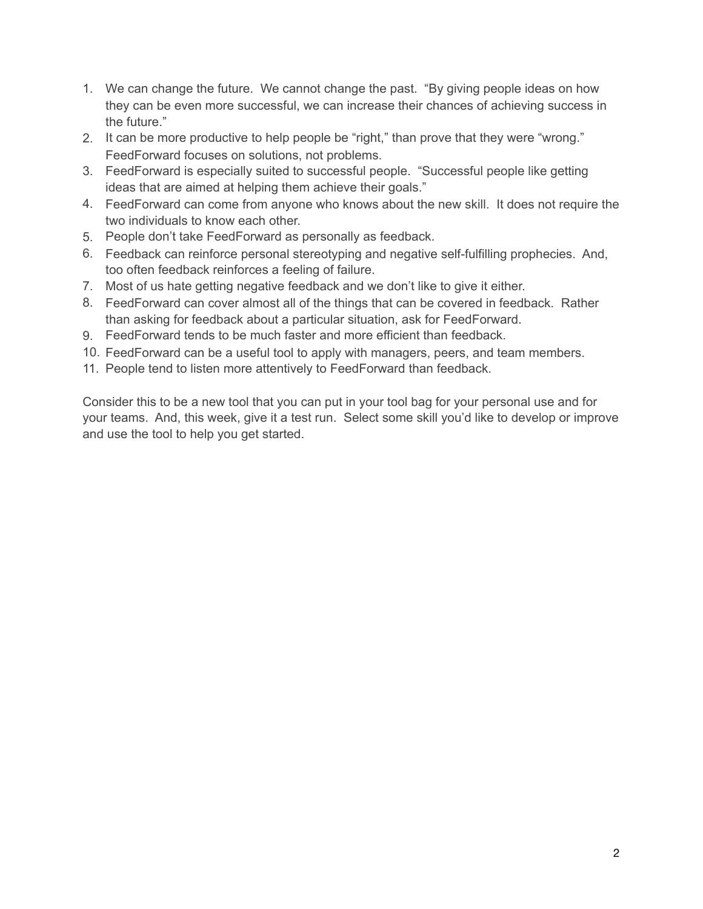1. We can change the future. We cannot change the past. "By giving people ideas on how they can be even more successful, we can increase their chances of achieving success in the future."
2. It can be more productive to help people be "right," than prove that they were "wrong." FeedForward focuses on solutions, not problems.
3. FeedForward is especially suited to successful people. "Successful people like getting ideas that are aimed at helping them achieve their goals."
4. FeedForward can come from anyone who knows about the new skill. It does not require the two individuals to know each other.
5. People don't take FeedForward as personally as feedback.
6. Feedback can reinforce personal stereotyping and negative self-fulfilling prophecies. And, too often feedback reinforces a feeling of failure.
7. Most of us hate getting negative feedback and we don't like to give it either.
8. FeedForward can cover almost all of the things that can be covered in feedback. Rather than asking for feedback about a particular situation, ask for FeedForward.
9. FeedForward tends to be much faster and more efficient than feedback.
10. FeedForward can be a useful tool to apply with managers, peers, and team members.
11. People tend to listen more attentively to FeedForward than feedback.

Consider this to be a new tool that you can put in your tool bag for your personal use and for your teams. And, this week, give it a test run. Select some skill you'd like to develop or improve and use the tool to help you get started.